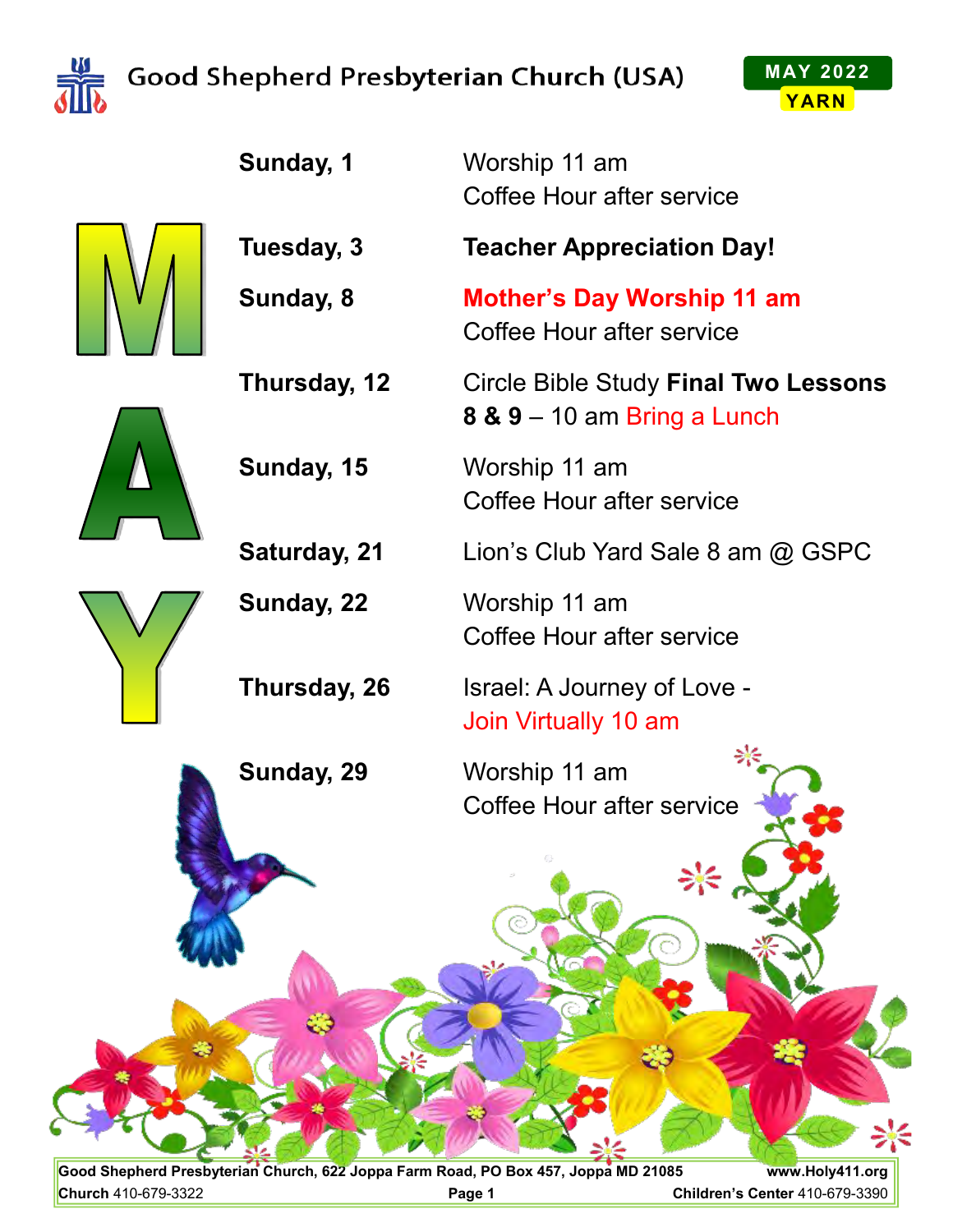# Good Shepherd Presbyterian Church (USA)

**MAY 2022**
**YARN**

# MAY

| | |
|---|---|
| **Sunday, 1** | Worship 11 am<br>Coffee Hour after service |
| **Tuesday, 3** | **Teacher Appreciation Day!** |
| **Sunday, 8** | **Mother's Day Worship 11 am**<br>Coffee Hour after service |
| **Thursday, 12** | Circle Bible Study **Final Two Lessons 8 & 9** – 10 am Bring a Lunch |
| **Sunday, 15** | Worship 11 am<br>Coffee Hour after service |
| **Saturday, 21** | Lion's Club Yard Sale 8 am @ GSPC |
| **Sunday, 22** | Worship 11 am<br>Coffee Hour after service |
| **Thursday, 26** | Israel: A Journey of Love -<br>Join Virtually 10 am |
| **Sunday, 29** | Worship 11 am<br>Coffee Hour after service |

**Good Shepherd Presbyterian Church, 622 Joppa Farm Road, PO Box 457, Joppa MD 21085** **www.Holy411.org**
**Church** 410-679-3322 **Children's Center** 410-679-3390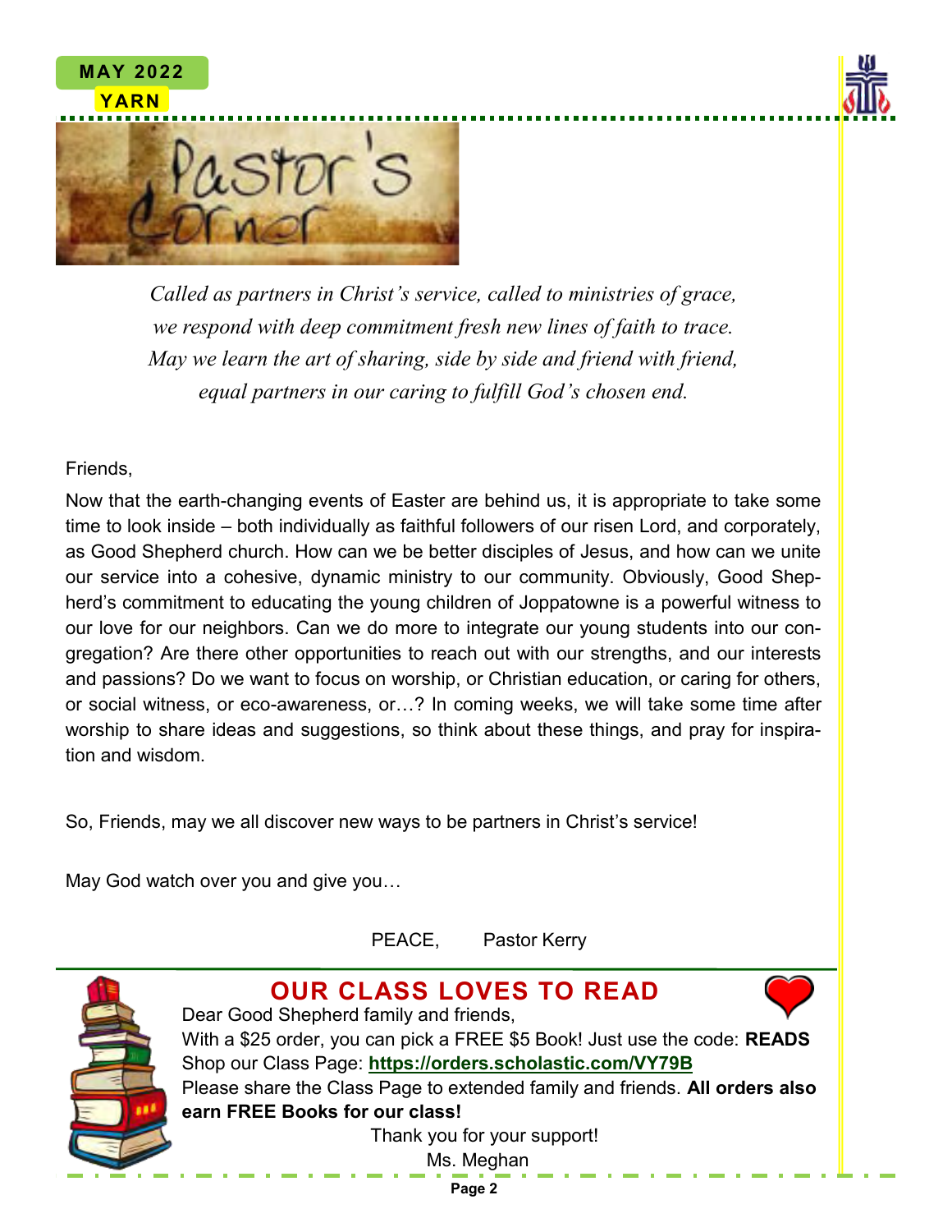# Pastor's Corner

*Called as partners in Christ's service, called to ministries of grace,*
*we respond with deep commitment fresh new lines of faith to trace.*
*May we learn the art of sharing, side by side and friend with friend,*
*equal partners in our caring to fulfill God's chosen end.*

Friends,

Now that the earth-changing events of Easter are behind us, it is appropriate to take some time to look inside – both individually as faithful followers of our risen Lord, and corporately, as Good Shepherd church. How can we be better disciples of Jesus, and how can we unite our service into a cohesive, dynamic ministry to our community. Obviously, Good Shepherd's commitment to educating the young children of Joppatowne is a powerful witness to our love for our neighbors. Can we do more to integrate our young students into our congregation? Are there other opportunities to reach out with our strengths, and our interests and passions? Do we want to focus on worship, or Christian education, or caring for others, or social witness, or eco-awareness, or…? In coming weeks, we will take some time after worship to share ideas and suggestions, so think about these things, and pray for inspiration and wisdom.

So, Friends, may we all discover new ways to be partners in Christ's service!

May God watch over you and give you…

PEACE, Pastor Kerry

## OUR CLASS LOVES TO READ

Dear Good Shepherd family and friends,

With a $25 order, you can pick a FREE $5 Book! Just use the code: **READS**

Shop our Class Page: **https://orders.scholastic.com/VY79B**

Please share the Class Page to extended family and friends. **All orders also earn FREE Books for our class!**

Thank you for your support!

Ms. Meghan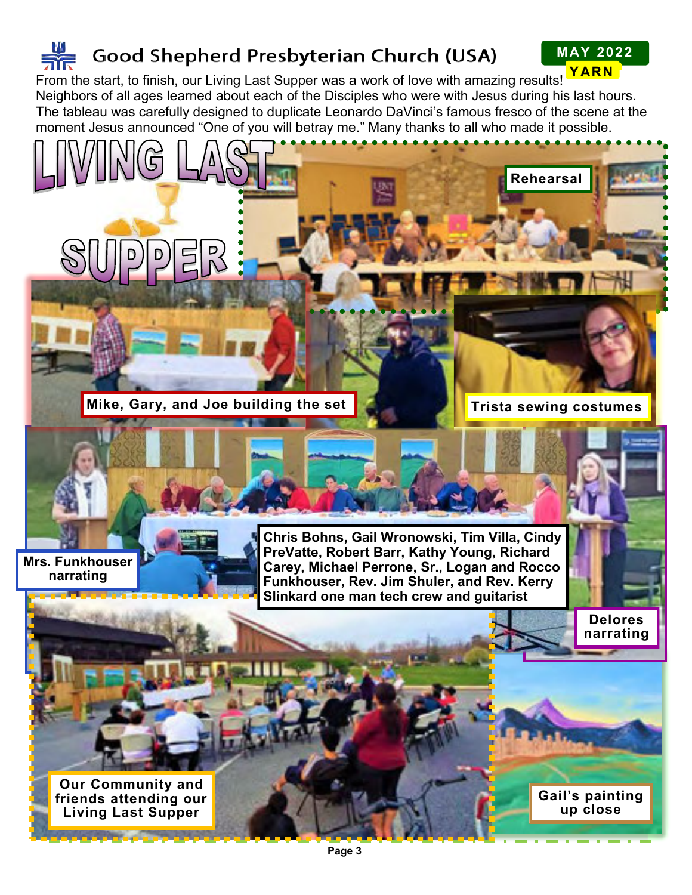# Good Shepherd Presbyterian Church (USA)

**MAY 2022 YARN**

From the start, to finish, our Living Last Supper was a work of love with amazing results! Neighbors of all ages learned about each of the Disciples who were with Jesus during his last hours. The tableau was carefully designed to duplicate Leonardo DaVinci's famous fresco of the scene at the moment Jesus announced "One of you will betray me." Many thanks to all who made it possible.

## LIVING LAST SUPPER

Rehearsal

Mike, Gary, and Joe building the set

Trista sewing costumes

Mrs. Funkhouser narrating

Chris Bohns, Gail Wronowski, Tim Villa, Cindy PreVatte, Robert Barr, Kathy Young, Richard Carey, Michael Perrone, Sr., Logan and Rocco Funkhouser, Rev. Jim Shuler, and Rev. Kerry Slinkard one man tech crew and guitarist

Delores narrating

Our Community and friends attending our Living Last Supper

Gail's painting up close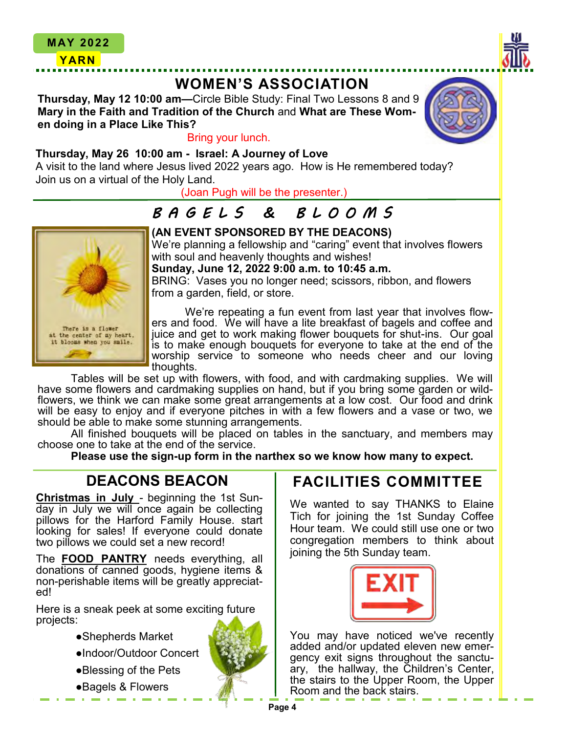## WOMEN'S ASSOCIATION

**Thursday, May 12 10:00 am—**Circle Bible Study: Final Two Lessons 8 and 9 **Mary in the Faith and Tradition of the Church** and **What are These Women doing in a Place Like This?**

Bring your lunch.

**Thursday, May 26 10:00 am - Israel: A Journey of Love**
A visit to the land where Jesus lived 2022 years ago. How is He remembered today? Join us on a virtual of the Holy Land.

(Joan Pugh will be the presenter.)

## BAGELS & BLOOMS

There is a flower at the center of my heart. It blooms when you smile.

**(AN EVENT SPONSORED BY THE DEACONS)**
We're planning a fellowship and "caring" event that involves flowers with soul and heavenly thoughts and wishes!
**Sunday, June 12, 2022 9:00 a.m. to 10:45 a.m.**
BRING: Vases you no longer need; scissors, ribbon, and flowers from a garden, field, or store.

We're repeating a fun event from last year that involves flowers and food. We will have a lite breakfast of bagels and coffee and juice and get to work making flower bouquets for shut-ins. Our goal is to make enough bouquets for everyone to take at the end of the worship service to someone who needs cheer and our loving thoughts.

Tables will be set up with flowers, with food, and with cardmaking supplies. We will have some flowers and cardmaking supplies on hand, but if you bring some garden or wildflowers, we think we can make some great arrangements at a low cost. Our food and drink will be easy to enjoy and if everyone pitches in with a few flowers and a vase or two, we should be able to make some stunning arrangements.

All finished bouquets will be placed on tables in the sanctuary, and members may choose one to take at the end of the service.

**Please use the sign-up form in the narthex so we know how many to expect.**

## DEACONS BEACON

**Christmas in July** - beginning the 1st Sunday in July we will once again be collecting pillows for the Harford Family House. start looking for sales! If everyone could donate two pillows we could set a new record!

The **FOOD PANTRY** needs everything, all donations of canned goods, hygiene items & non-perishable items will be greatly appreciated!

Here is a sneak peek at some exciting future projects:

- Shepherds Market
- Indoor/Outdoor Concert
- Blessing of the Pets
- Bagels & Flowers

## FACILITIES COMMITTEE

We wanted to say THANKS to Elaine Tich for joining the 1st Sunday Coffee Hour team. We could still use one or two congregation members to think about joining the 5th Sunday team.

EXIT

You may have noticed we've recently added and/or updated eleven new emergency exit signs throughout the sanctuary, the hallway, the Children's Center, the stairs to the Upper Room, the Upper Room and the back stairs.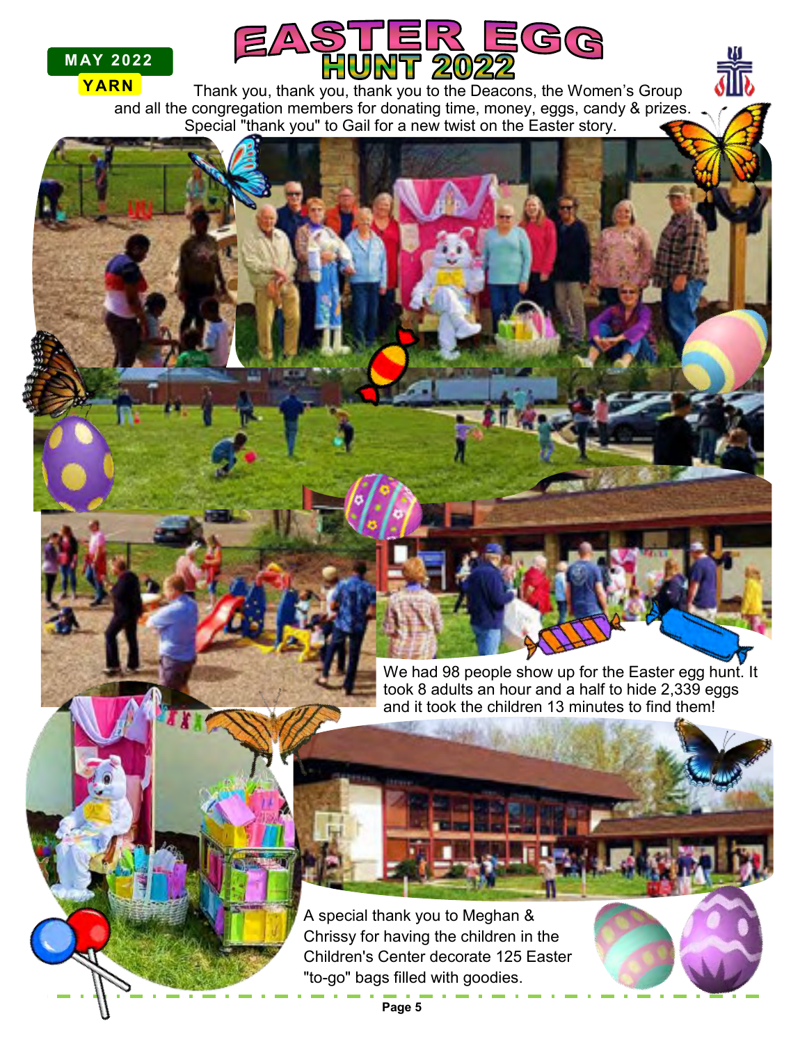MAY 2022

YARN

# EASTER EGG HUNT 2022

Thank you, thank you, thank you to the Deacons, the Women's Group and all the congregation members for donating time, money, eggs, candy & prizes. Special "thank you" to Gail for a new twist on the Easter story.

We had 98 people show up for the Easter egg hunt. It took 8 adults an hour and a half to hide 2,339 eggs and it took the children 13 minutes to find them!

A special thank you to Meghan & Chrissy for having the children in the Children's Center decorate 125 Easter "to-go" bags filled with goodies.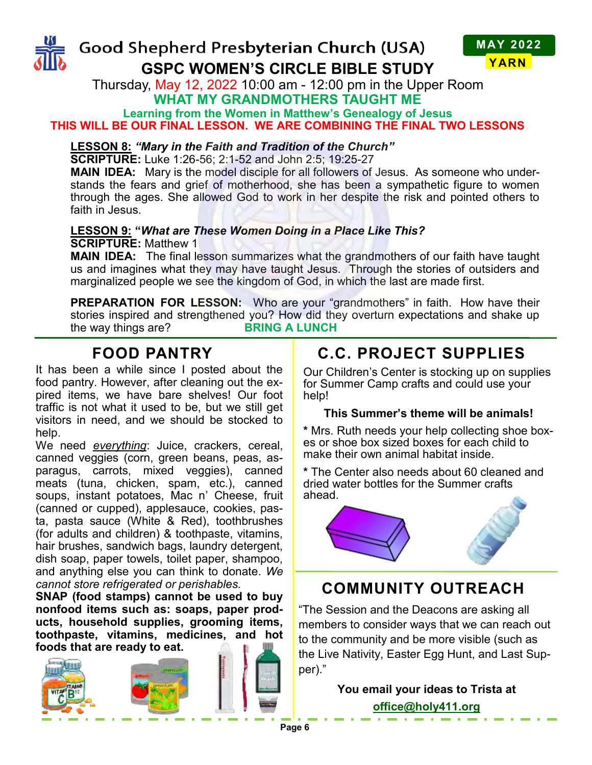# Good Shepherd Presbyterian Church (USA)

**MAY 2022 YARN**

## GSPC WOMEN'S CIRCLE BIBLE STUDY

Thursday, May 12, 2022 10:00 am - 12:00 pm in the Upper Room

**WHAT MY GRANDMOTHERS TAUGHT ME**

**Learning from the Women in Matthew's Genealogy of Jesus**

**THIS WILL BE OUR FINAL LESSON. WE ARE COMBINING THE FINAL TWO LESSONS**

**LESSON 8:** ***"Mary in the Faith and Tradition of the Church"***
**SCRIPTURE:** Luke 1:26-56; 2:1-52 and John 2:5; 19:25-27
**MAIN IDEA:** Mary is the model disciple for all followers of Jesus. As someone who understands the fears and grief of motherhood, she has been a sympathetic figure to women through the ages. She allowed God to work in her despite the risk and pointed others to faith in Jesus.

**LESSON 9:** **"*What are These Women Doing in a Place Like This?***
**SCRIPTURE:** Matthew 1
**MAIN IDEA:** The final lesson summarizes what the grandmothers of our faith have taught us and imagines what they may have taught Jesus. Through the stories of outsiders and marginalized people we see the kingdom of God, in which the last are made first.

**PREPARATION FOR LESSON:** Who are your "grandmothers" in faith. How have their stories inspired and strengthened you? How did they overturn expectations and shake up the way things are? **BRING A LUNCH**

## FOOD PANTRY

It has been a while since I posted about the food pantry. However, after cleaning out the expired items, we have bare shelves! Our foot traffic is not what it used to be, but we still get visitors in need, and we should be stocked to help.

We need *everything*: Juice, crackers, cereal, canned veggies (corn, green beans, peas, asparagus, carrots, mixed veggies), canned meats (tuna, chicken, spam, etc.), canned soups, instant potatoes, Mac n' Cheese, fruit (canned or cupped), applesauce, cookies, pasta, pasta sauce (White & Red), toothbrushes (for adults and children) & toothpaste, vitamins, hair brushes, sandwich bags, laundry detergent, dish soap, paper towels, toilet paper, shampoo, and anything else you can think to donate. *We cannot store refrigerated or perishables.*

**SNAP (food stamps) cannot be used to buy nonfood items such as: soaps, paper products, household supplies, grooming items, toothpaste, vitamins, medicines, and hot foods that are ready to eat.**

## C.C. PROJECT SUPPLIES

Our Children's Center is stocking up on supplies for Summer Camp crafts and could use your help!

**This Summer's theme will be animals!**

* Mrs. Ruth needs your help collecting shoe boxes or shoe box sized boxes for each child to make their own animal habitat inside.

* The Center also needs about 60 cleaned and dried water bottles for the Summer crafts ahead.

## COMMUNITY OUTREACH

"The Session and the Deacons are asking all members to consider ways that we can reach out to the community and be more visible (such as the Live Nativity, Easter Egg Hunt, and Last Supper)."

**You email your ideas to Trista at office@holy411.org**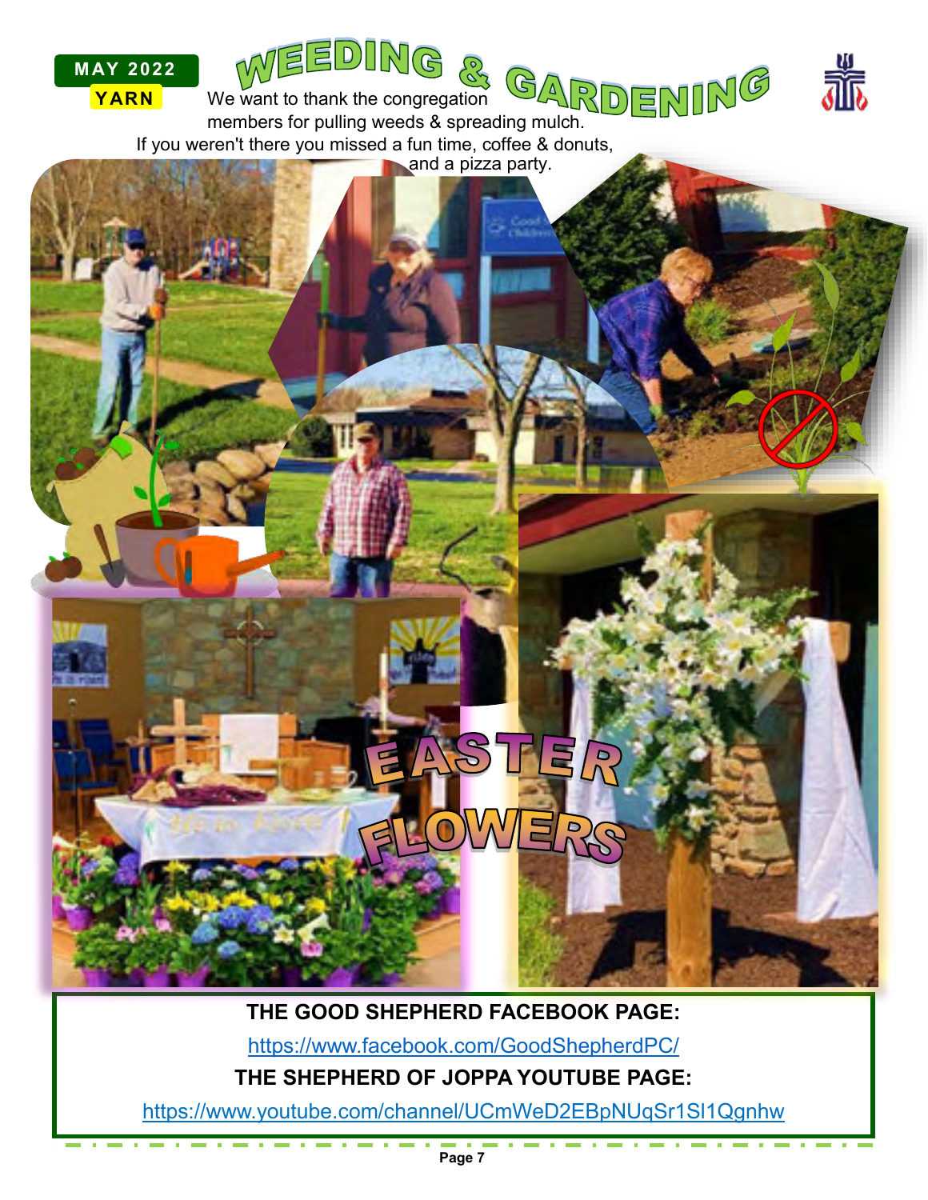# WEEDING & GARDENING

We want to thank the congregation members for pulling weeds & spreading mulch.
If you weren't there you missed a fun time, coffee & donuts, and a pizza party.

## EASTER FLOWERS

**THE GOOD SHEPHERD FACEBOOK PAGE:**

https://www.facebook.com/GoodShepherdPC/

**THE SHEPHERD OF JOPPA YOUTUBE PAGE:**

https://www.youtube.com/channel/UCmWeD2EBpNUqSr1Sl1Qgnhw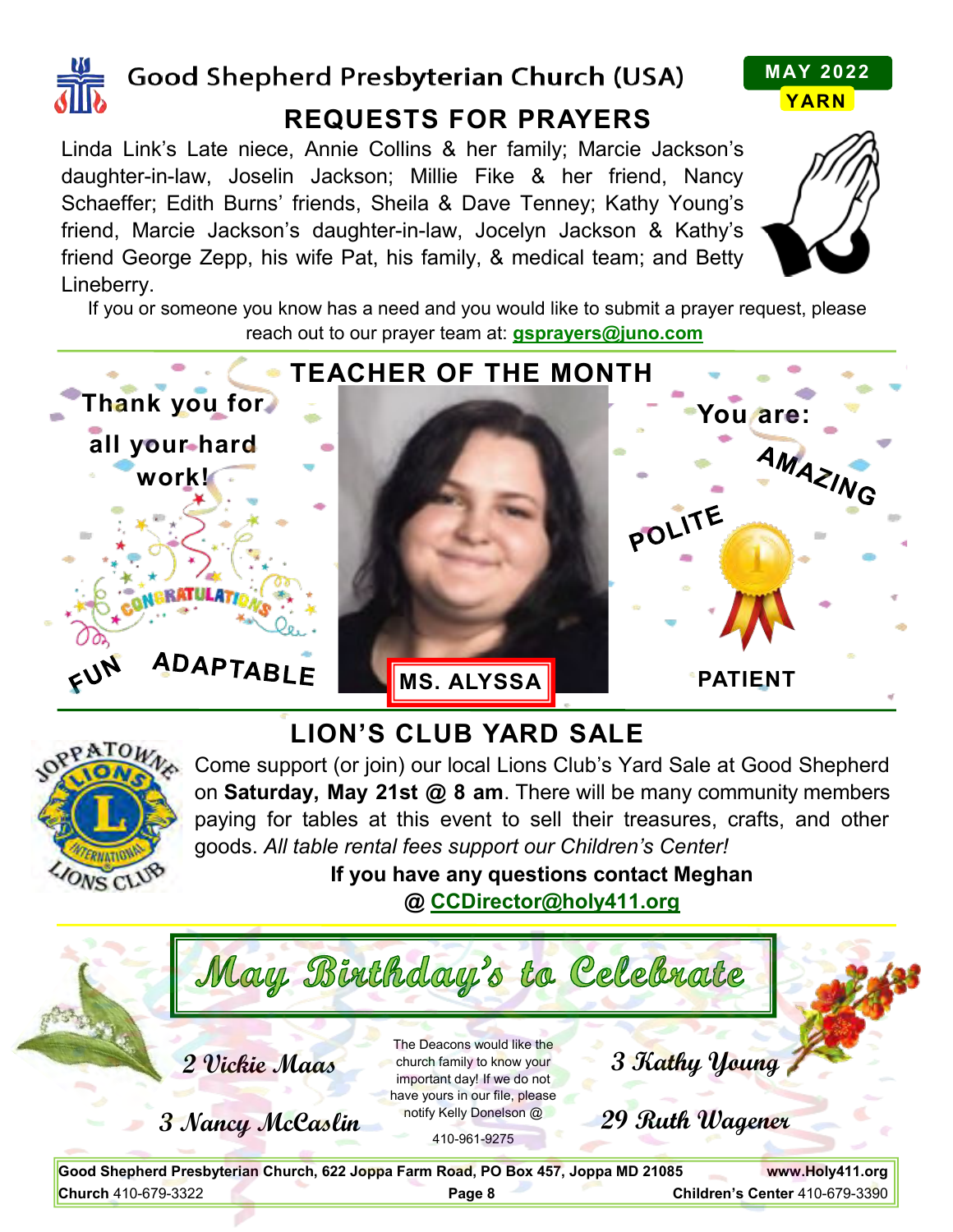# Good Shepherd Presbyterian Church (USA)

**MAY 2022**
**YARN**

## REQUESTS FOR PRAYERS

Linda Link's Late niece, Annie Collins & her family; Marcie Jackson's daughter-in-law, Joselin Jackson; Millie Fike & her friend, Nancy Schaeffer; Edith Burns' friends, Sheila & Dave Tenney; Kathy Young's friend, Marcie Jackson's daughter-in-law, Jocelyn Jackson & Kathy's friend George Zepp, his wife Pat, his family, & medical team; and Betty Lineberry.

If you or someone you know has a need and you would like to submit a prayer request, please reach out to our prayer team at: **gsprayers@juno.com**

## TEACHER OF THE MONTH

**Thank you for all your hard work!**

CONGRATULATIONS

**FUN** **ADAPTABLE**

**MS. ALYSSA**

**You are:**

**AMAZING**

**POLITE**

**PATIENT**

## LION'S CLUB YARD SALE

JOPPATOWNE LIONS CLUB

Come support (or join) our local Lions Club's Yard Sale at Good Shepherd on **Saturday, May 21st @ 8 am**. There will be many community members paying for tables at this event to sell their treasures, crafts, and other goods. *All table rental fees support our Children's Center!*

**If you have any questions contact Meghan @ CCDirector@holy411.org**

## *May Birthday's to Celebrate*

*2 Vickie Maas*

*3 Nancy McCaslin*

The Deacons would like the church family to know your important day! If we do not have yours in our file, please notify Kelly Donelson @ 410-961-9275

*3 Kathy Young*

*29 Ruth Wagener*

**Good Shepherd Presbyterian Church, 622 Joppa Farm Road, PO Box 457, Joppa MD 21085** **www.Holy411.org**
**Church** 410-679-3322 **Children's Center** 410-679-3390